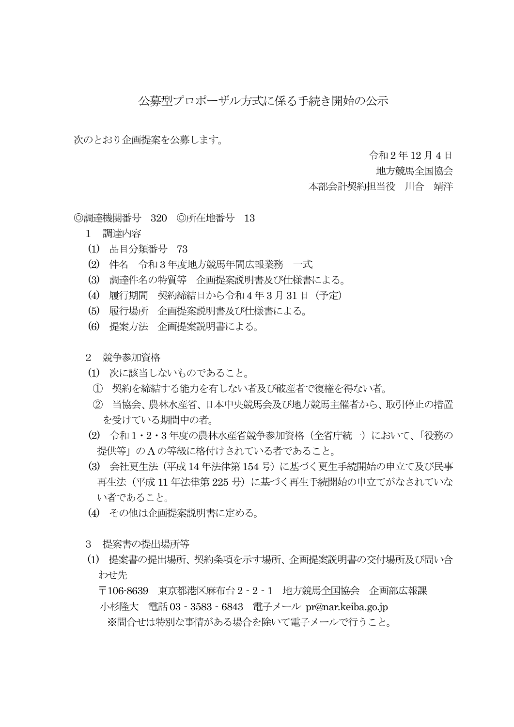# 公募型プロポーザル方式に係る手続き開始の公示

次のとおり企画提案を公募します。

令和2年12月4日
地方競馬全国協会
本部会計契約担当役　川合　靖洋

◎調達機関番号　320　◎所在地番号　13

1　調達内容

(1)　品目分類番号　73
(2)　件名　令和3年度地方競馬年間広報業務　一式
(3)　調達件名の特質等　企画提案説明書及び仕様書による。
(4)　履行期間　契約締結日から令和4年3月31日（予定）
(5)　履行場所　企画提案説明書及び仕様書による。
(6)　提案方法　企画提案説明書による。

2　競争参加資格

(1)　次に該当しないものであること。
　①　契約を締結する能力を有しない者及び破産者で復権を得ない者。
　②　当協会、農林水産省、日本中央競馬会及び地方競馬主催者から、取引停止の措置を受けている期間中の者。
(2)　令和1・2・3年度の農林水産省競争参加資格（全省庁統一）において、「役務の提供等」のAの等級に格付けされている者であること。
(3)　会社更生法（平成14年法律第154号）に基づく更生手続開始の申立て及び民事再生法（平成11年法律第225号）に基づく再生手続開始の申立てがなされていない者であること。
(4)　その他は企画提案説明書に定める。

3　提案書の提出場所等

(1)　提案書の提出場所、契約条項を示す場所、企画提案説明書の交付場所及び問い合わせ先
　〒106-8639　東京都港区麻布台2－2－1　地方競馬全国協会　企画部広報課
　小杉隆大　電話03－3583－6843　電子メール pr@nar.keiba.go.jp
　※問合せは特別な事情がある場合を除いて電子メールで行うこと。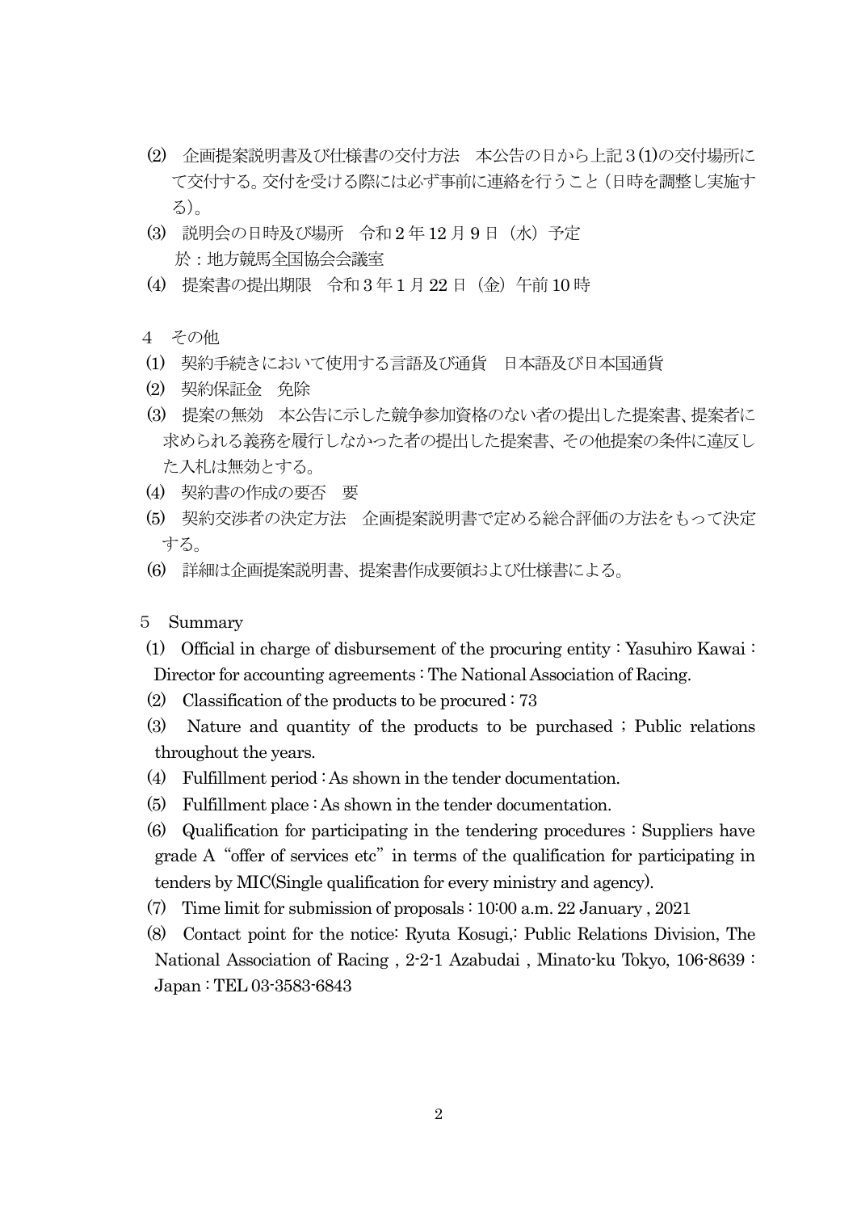⑵　企画提案説明書及び仕様書の交付方法　本公告の日から上記３⑴の交付場所にて交付する。交付を受ける際には必ず事前に連絡を行うこと（日時を調整し実施する）。

⑶　説明会の日時及び場所　令和２年 12 月９日（水）予定
　於：地方競馬全国協会会議室

⑷　提案書の提出期限　令和３年１月 22 日（金）午前 10 時

４　その他

⑴　契約手続きにおいて使用する言語及び通貨　日本語及び日本国通貨

⑵　契約保証金　免除

⑶　提案の無効　本公告に示した競争参加資格のない者の提出した提案書、提案者に求められる義務を履行しなかった者の提出した提案書、その他提案の条件に違反した入札は無効とする。

⑷　契約書の作成の要否　要

⑸　契約交渉者の決定方法　企画提案説明書で定める総合評価の方法をもって決定する。

⑹　詳細は企画提案説明書、提案書作成要領および仕様書による。

５　Summary

⑴　Official in charge of disbursement of the procuring entity : Yasuhiro Kawai : Director for accounting agreements : The National Association of Racing.

⑵　Classification of the products to be procured : 73

⑶　Nature and quantity of the products to be purchased ; Public relations throughout the years.

⑷　Fulfillment period : As shown in the tender documentation.

⑸　Fulfillment place : As shown in the tender documentation.

⑹　Qualification for participating in the tendering procedures : Suppliers have grade A "offer of services etc" in terms of the qualification for participating in tenders by MIC(Single qualification for every ministry and agency).

⑺　Time limit for submission of proposals : 10:00 a.m. 22 January , 2021

⑻　Contact point for the notice: Ryuta Kosugi,: Public Relations Division, The National Association of Racing , 2-2-1 Azabudai , Minato-ku Tokyo, 106-8639 : Japan : TEL 03-3583-6843